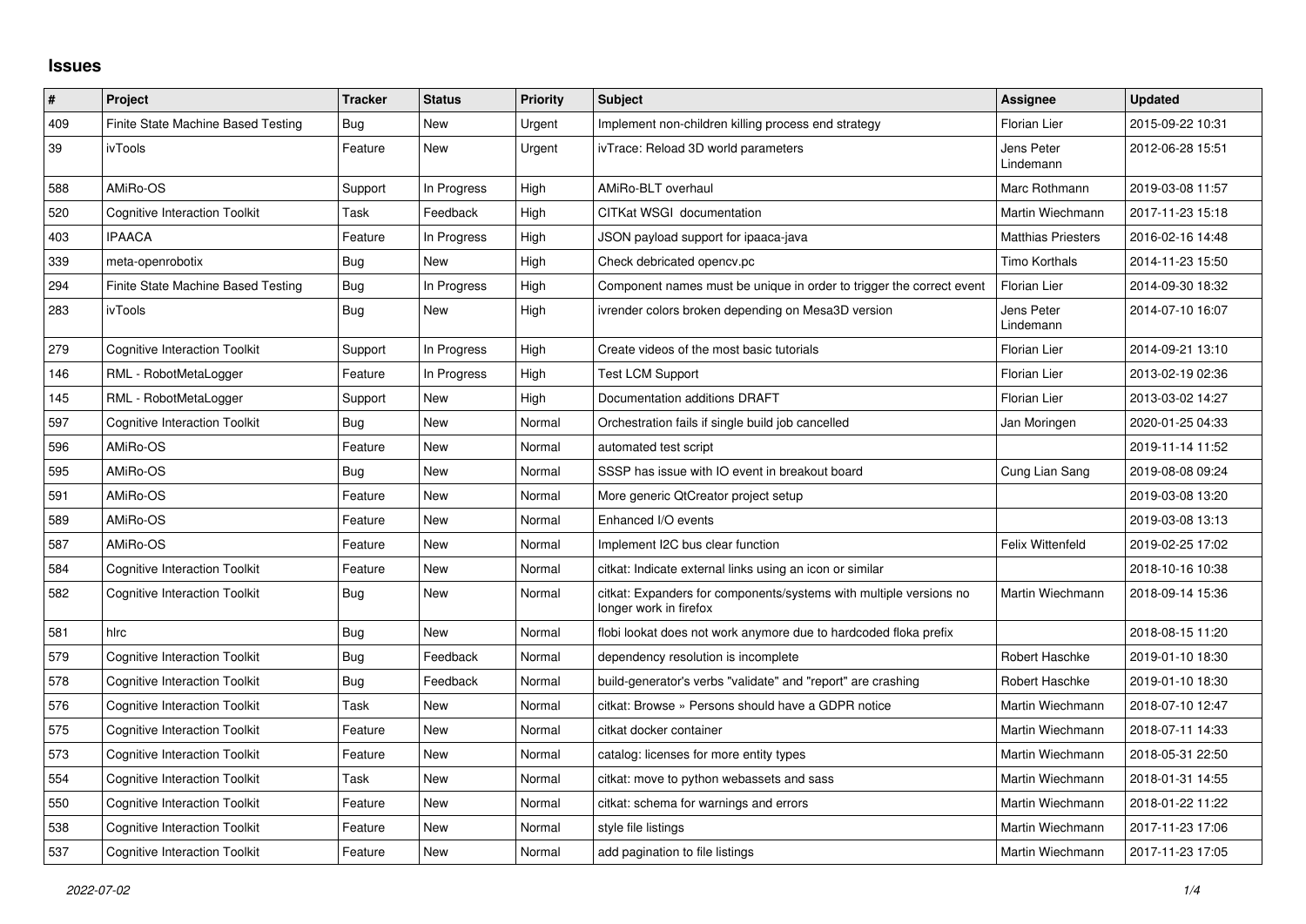# Issues

| # | Project | Tracker | Status | Priority | Subject | Assignee | Updated |
|---|---|---|---|---|---|---|---|
| 409 | Finite State Machine Based Testing | Bug | New | Urgent | Implement non-children killing process end strategy | Florian Lier | 2015-09-22 10:31 |
| 39 | ivTools | Feature | New | Urgent | ivTrace: Reload 3D world parameters | Jens Peter Lindemann | 2012-06-28 15:51 |
| 588 | AMiRo-OS | Support | In Progress | High | AMiRo-BLT overhaul | Marc Rothmann | 2019-03-08 11:57 |
| 520 | Cognitive Interaction Toolkit | Task | Feedback | High | CITKat WSGI documentation | Martin Wiechmann | 2017-11-23 15:18 |
| 403 | IPAACA | Feature | In Progress | High | JSON payload support for ipaaca-java | Matthias Priesters | 2016-02-16 14:48 |
| 339 | meta-openrobotix | Bug | New | High | Check debricated opencv.pc | Timo Korthals | 2014-11-23 15:50 |
| 294 | Finite State Machine Based Testing | Bug | In Progress | High | Component names must be unique in order to trigger the correct event | Florian Lier | 2014-09-30 18:32 |
| 283 | ivTools | Bug | New | High | ivrender colors broken depending on Mesa3D version | Jens Peter Lindemann | 2014-07-10 16:07 |
| 279 | Cognitive Interaction Toolkit | Support | In Progress | High | Create videos of the most basic tutorials | Florian Lier | 2014-09-21 13:10 |
| 146 | RML - RobotMetaLogger | Feature | In Progress | High | Test LCM Support | Florian Lier | 2013-02-19 02:36 |
| 145 | RML - RobotMetaLogger | Support | New | High | Documentation additions DRAFT | Florian Lier | 2013-03-02 14:27 |
| 597 | Cognitive Interaction Toolkit | Bug | New | Normal | Orchestration fails if single build job cancelled | Jan Moringen | 2020-01-25 04:33 |
| 596 | AMiRo-OS | Feature | New | Normal | automated test script | | 2019-11-14 11:52 |
| 595 | AMiRo-OS | Bug | New | Normal | SSSP has issue with IO event in breakout board | Cung Lian Sang | 2019-08-08 09:24 |
| 591 | AMiRo-OS | Feature | New | Normal | More generic QtCreator project setup | | 2019-03-08 13:20 |
| 589 | AMiRo-OS | Feature | New | Normal | Enhanced I/O events | | 2019-03-08 13:13 |
| 587 | AMiRo-OS | Feature | New | Normal | Implement I2C bus clear function | Felix Wittenfeld | 2019-02-25 17:02 |
| 584 | Cognitive Interaction Toolkit | Feature | New | Normal | citkat: Indicate external links using an icon or similar | | 2018-10-16 10:38 |
| 582 | Cognitive Interaction Toolkit | Bug | New | Normal | citkat: Expanders for components/systems with multiple versions no longer work in firefox | Martin Wiechmann | 2018-09-14 15:36 |
| 581 | hlrc | Bug | New | Normal | flobi lookat does not work anymore due to hardcoded floka prefix | | 2018-08-15 11:20 |
| 579 | Cognitive Interaction Toolkit | Bug | Feedback | Normal | dependency resolution is incomplete | Robert Haschke | 2019-01-10 18:30 |
| 578 | Cognitive Interaction Toolkit | Bug | Feedback | Normal | build-generator's verbs "validate" and "report" are crashing | Robert Haschke | 2019-01-10 18:30 |
| 576 | Cognitive Interaction Toolkit | Task | New | Normal | citkat: Browse » Persons should have a GDPR notice | Martin Wiechmann | 2018-07-10 12:47 |
| 575 | Cognitive Interaction Toolkit | Feature | New | Normal | citkat docker container | Martin Wiechmann | 2018-07-11 14:33 |
| 573 | Cognitive Interaction Toolkit | Feature | New | Normal | catalog: licenses for more entity types | Martin Wiechmann | 2018-05-31 22:50 |
| 554 | Cognitive Interaction Toolkit | Task | New | Normal | citkat: move to python webassets and sass | Martin Wiechmann | 2018-01-31 14:55 |
| 550 | Cognitive Interaction Toolkit | Feature | New | Normal | citkat: schema for warnings and errors | Martin Wiechmann | 2018-01-22 11:22 |
| 538 | Cognitive Interaction Toolkit | Feature | New | Normal | style file listings | Martin Wiechmann | 2017-11-23 17:06 |
| 537 | Cognitive Interaction Toolkit | Feature | New | Normal | add pagination to file listings | Martin Wiechmann | 2017-11-23 17:05 |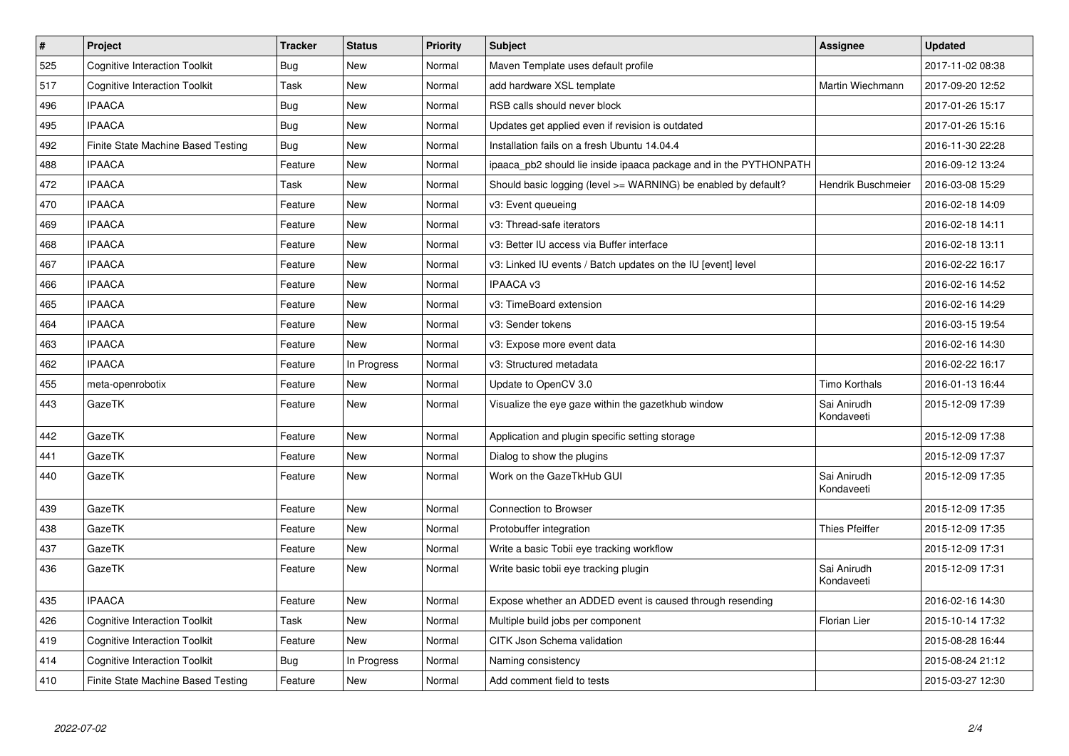| # | Project | Tracker | Status | Priority | Subject | Assignee | Updated |
|---|---|---|---|---|---|---|---|
| 525 | Cognitive Interaction Toolkit | Bug | New | Normal | Maven Template uses default profile | | 2017-11-02 08:38 |
| 517 | Cognitive Interaction Toolkit | Task | New | Normal | add hardware XSL template | Martin Wiechmann | 2017-09-20 12:52 |
| 496 | IPAACA | Bug | New | Normal | RSB calls should never block | | 2017-01-26 15:17 |
| 495 | IPAACA | Bug | New | Normal | Updates get applied even if revision is outdated | | 2017-01-26 15:16 |
| 492 | Finite State Machine Based Testing | Bug | New | Normal | Installation fails on a fresh Ubuntu 14.04.4 | | 2016-11-30 22:28 |
| 488 | IPAACA | Feature | New | Normal | ipaaca_pb2 should lie inside ipaaca package and in the PYTHONPATH | | 2016-09-12 13:24 |
| 472 | IPAACA | Task | New | Normal | Should basic logging (level >= WARNING) be enabled by default? | Hendrik Buschmeier | 2016-03-08 15:29 |
| 470 | IPAACA | Feature | New | Normal | v3: Event queueing | | 2016-02-18 14:09 |
| 469 | IPAACA | Feature | New | Normal | v3: Thread-safe iterators | | 2016-02-18 14:11 |
| 468 | IPAACA | Feature | New | Normal | v3: Better IU access via Buffer interface | | 2016-02-18 13:11 |
| 467 | IPAACA | Feature | New | Normal | v3: Linked IU events / Batch updates on the IU [event] level | | 2016-02-22 16:17 |
| 466 | IPAACA | Feature | New | Normal | IPAACA v3 | | 2016-02-16 14:52 |
| 465 | IPAACA | Feature | New | Normal | v3: TimeBoard extension | | 2016-02-16 14:29 |
| 464 | IPAACA | Feature | New | Normal | v3: Sender tokens | | 2016-03-15 19:54 |
| 463 | IPAACA | Feature | New | Normal | v3: Expose more event data | | 2016-02-16 14:30 |
| 462 | IPAACA | Feature | In Progress | Normal | v3: Structured metadata | | 2016-02-22 16:17 |
| 455 | meta-openrobotix | Feature | New | Normal | Update to OpenCV 3.0 | Timo Korthals | 2016-01-13 16:44 |
| 443 | GazeTK | Feature | New | Normal | Visualize the eye gaze within the gazetkhub window | Sai Anirudh Kondaveeti | 2015-12-09 17:39 |
| 442 | GazeTK | Feature | New | Normal | Application and plugin specific setting storage | | 2015-12-09 17:38 |
| 441 | GazeTK | Feature | New | Normal | Dialog to show the plugins | | 2015-12-09 17:37 |
| 440 | GazeTK | Feature | New | Normal | Work on the GazeTkHub GUI | Sai Anirudh Kondaveeti | 2015-12-09 17:35 |
| 439 | GazeTK | Feature | New | Normal | Connection to Browser | | 2015-12-09 17:35 |
| 438 | GazeTK | Feature | New | Normal | Protobuffer integration | Thies Pfeiffer | 2015-12-09 17:35 |
| 437 | GazeTK | Feature | New | Normal | Write a basic Tobii eye tracking workflow | | 2015-12-09 17:31 |
| 436 | GazeTK | Feature | New | Normal | Write basic tobii eye tracking plugin | Sai Anirudh Kondaveeti | 2015-12-09 17:31 |
| 435 | IPAACA | Feature | New | Normal | Expose whether an ADDED event is caused through resending | | 2016-02-16 14:30 |
| 426 | Cognitive Interaction Toolkit | Task | New | Normal | Multiple build jobs per component | Florian Lier | 2015-10-14 17:32 |
| 419 | Cognitive Interaction Toolkit | Feature | New | Normal | CITK Json Schema validation | | 2015-08-28 16:44 |
| 414 | Cognitive Interaction Toolkit | Bug | In Progress | Normal | Naming consistency | | 2015-08-24 21:12 |
| 410 | Finite State Machine Based Testing | Feature | New | Normal | Add comment field to tests | | 2015-03-27 12:30 |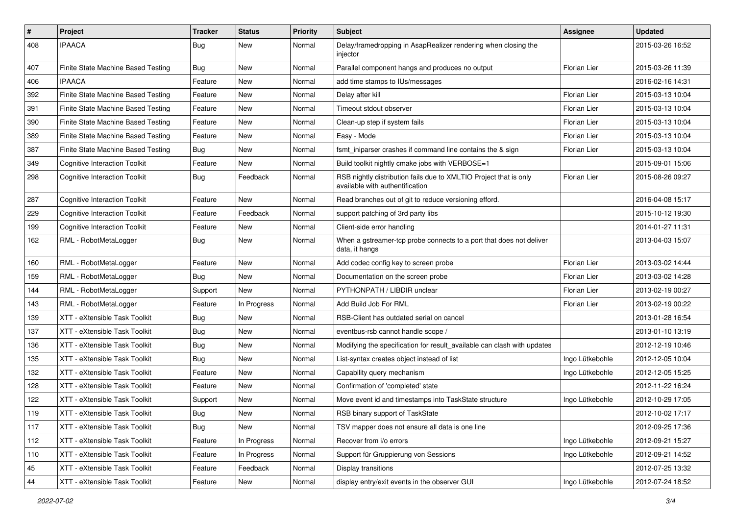| # | Project | Tracker | Status | Priority | Subject | Assignee | Updated |
|---|---|---|---|---|---|---|---|
| 408 | IPAACA | Bug | New | Normal | Delay/framedropping in AsapRealizer rendering when closing the injector | | 2015-03-26 16:52 |
| 407 | Finite State Machine Based Testing | Bug | New | Normal | Parallel component hangs and produces no output | Florian Lier | 2015-03-26 11:39 |
| 406 | IPAACA | Feature | New | Normal | add time stamps to IUs/messages | | 2016-02-16 14:31 |
| 392 | Finite State Machine Based Testing | Feature | New | Normal | Delay after kill | Florian Lier | 2015-03-13 10:04 |
| 391 | Finite State Machine Based Testing | Feature | New | Normal | Timeout stdout observer | Florian Lier | 2015-03-13 10:04 |
| 390 | Finite State Machine Based Testing | Feature | New | Normal | Clean-up step if system fails | Florian Lier | 2015-03-13 10:04 |
| 389 | Finite State Machine Based Testing | Feature | New | Normal | Easy - Mode | Florian Lier | 2015-03-13 10:04 |
| 387 | Finite State Machine Based Testing | Bug | New | Normal | fsmt_iniparser crashes if command line contains the & sign | Florian Lier | 2015-03-13 10:04 |
| 349 | Cognitive Interaction Toolkit | Feature | New | Normal | Build toolkit nightly cmake jobs with VERBOSE=1 | | 2015-09-01 15:06 |
| 298 | Cognitive Interaction Toolkit | Bug | Feedback | Normal | RSB nightly distribution fails due to XMLTIO Project that is only available with authentification | Florian Lier | 2015-08-26 09:27 |
| 287 | Cognitive Interaction Toolkit | Feature | New | Normal | Read branches out of git to reduce versioning efford. | | 2016-04-08 15:17 |
| 229 | Cognitive Interaction Toolkit | Feature | Feedback | Normal | support patching of 3rd party libs | | 2015-10-12 19:30 |
| 199 | Cognitive Interaction Toolkit | Feature | New | Normal | Client-side error handling | | 2014-01-27 11:31 |
| 162 | RML - RobotMetaLogger | Bug | New | Normal | When a gstreamer-tcp probe connects to a port that does not deliver data, it hangs | | 2013-04-03 15:07 |
| 160 | RML - RobotMetaLogger | Feature | New | Normal | Add codec config key to screen probe | Florian Lier | 2013-03-02 14:44 |
| 159 | RML - RobotMetaLogger | Bug | New | Normal | Documentation on the screen probe | Florian Lier | 2013-03-02 14:28 |
| 144 | RML - RobotMetaLogger | Support | New | Normal | PYTHONPATH / LIBDIR unclear | Florian Lier | 2013-02-19 00:27 |
| 143 | RML - RobotMetaLogger | Feature | In Progress | Normal | Add Build Job For RML | Florian Lier | 2013-02-19 00:22 |
| 139 | XTT - eXtensible Task Toolkit | Bug | New | Normal | RSB-Client has outdated serial on cancel | | 2013-01-28 16:54 |
| 137 | XTT - eXtensible Task Toolkit | Bug | New | Normal | eventbus-rsb cannot handle scope / | | 2013-01-10 13:19 |
| 136 | XTT - eXtensible Task Toolkit | Bug | New | Normal | Modifying the specification for result_available can clash with updates | | 2012-12-19 10:46 |
| 135 | XTT - eXtensible Task Toolkit | Bug | New | Normal | List-syntax creates object instead of list | Ingo Lütkebohle | 2012-12-05 10:04 |
| 132 | XTT - eXtensible Task Toolkit | Feature | New | Normal | Capability query mechanism | Ingo Lütkebohle | 2012-12-05 15:25 |
| 128 | XTT - eXtensible Task Toolkit | Feature | New | Normal | Confirmation of 'completed' state | | 2012-11-22 16:24 |
| 122 | XTT - eXtensible Task Toolkit | Support | New | Normal | Move event id and timestamps into TaskState structure | Ingo Lütkebohle | 2012-10-29 17:05 |
| 119 | XTT - eXtensible Task Toolkit | Bug | New | Normal | RSB binary support of TaskState | | 2012-10-02 17:17 |
| 117 | XTT - eXtensible Task Toolkit | Bug | New | Normal | TSV mapper does not ensure all data is one line | | 2012-09-25 17:36 |
| 112 | XTT - eXtensible Task Toolkit | Feature | In Progress | Normal | Recover from i/o errors | Ingo Lütkebohle | 2012-09-21 15:27 |
| 110 | XTT - eXtensible Task Toolkit | Feature | In Progress | Normal | Support für Gruppierung von Sessions | Ingo Lütkebohle | 2012-09-21 14:52 |
| 45 | XTT - eXtensible Task Toolkit | Feature | Feedback | Normal | Display transitions | | 2012-07-25 13:32 |
| 44 | XTT - eXtensible Task Toolkit | Feature | New | Normal | display entry/exit events in the observer GUI | Ingo Lütkebohle | 2012-07-24 18:52 |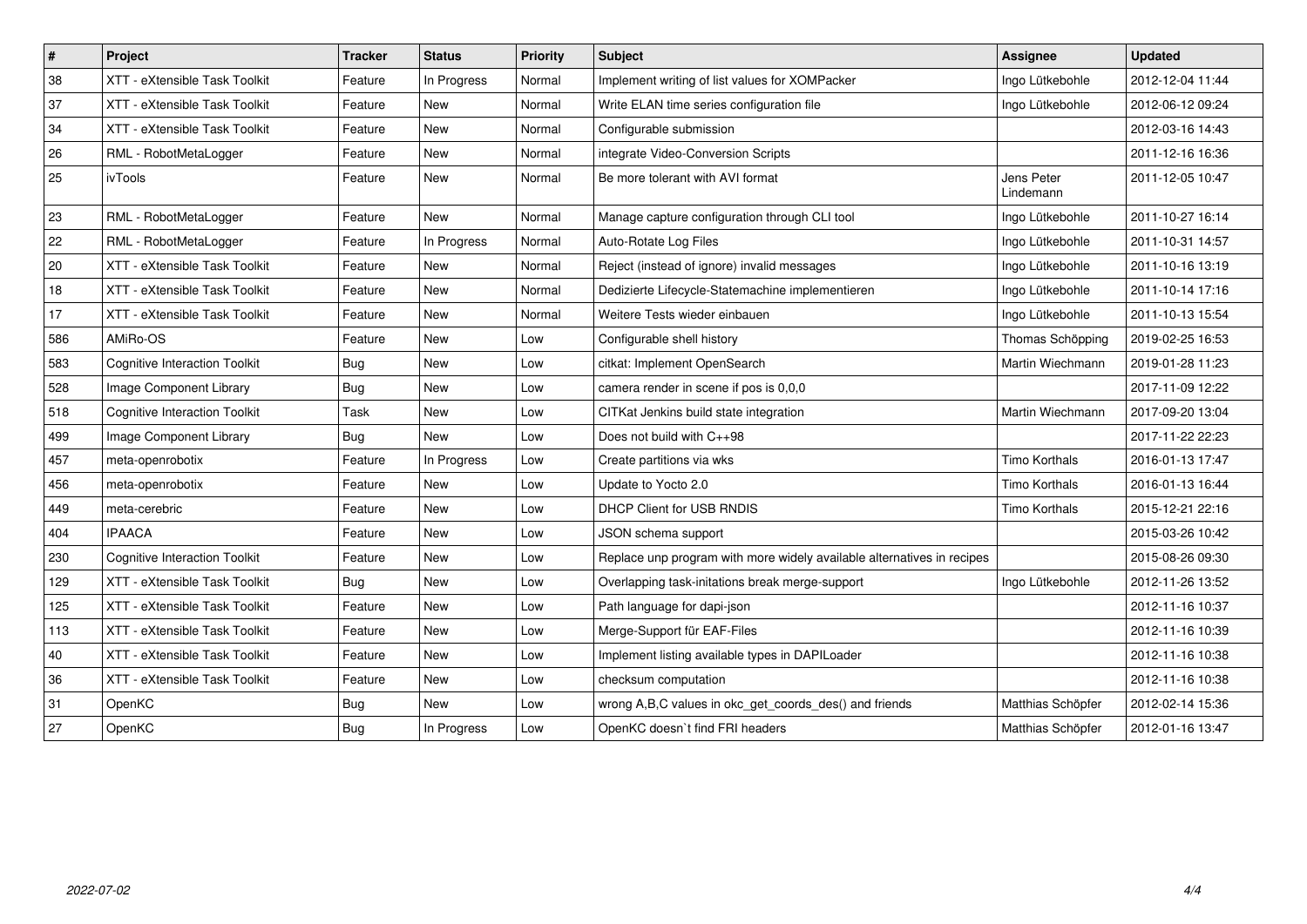| # | Project | Tracker | Status | Priority | Subject | Assignee | Updated |
|---|---|---|---|---|---|---|---|
| 38 | XTT - eXtensible Task Toolkit | Feature | In Progress | Normal | Implement writing of list values for XOMPacker | Ingo Lütkebohle | 2012-12-04 11:44 |
| 37 | XTT - eXtensible Task Toolkit | Feature | New | Normal | Write ELAN time series configuration file | Ingo Lütkebohle | 2012-06-12 09:24 |
| 34 | XTT - eXtensible Task Toolkit | Feature | New | Normal | Configurable submission | | 2012-03-16 14:43 |
| 26 | RML - RobotMetaLogger | Feature | New | Normal | integrate Video-Conversion Scripts | | 2011-12-16 16:36 |
| 25 | ivTools | Feature | New | Normal | Be more tolerant with AVI format | Jens Peter Lindemann | 2011-12-05 10:47 |
| 23 | RML - RobotMetaLogger | Feature | New | Normal | Manage capture configuration through CLI tool | Ingo Lütkebohle | 2011-10-27 16:14 |
| 22 | RML - RobotMetaLogger | Feature | In Progress | Normal | Auto-Rotate Log Files | Ingo Lütkebohle | 2011-10-31 14:57 |
| 20 | XTT - eXtensible Task Toolkit | Feature | New | Normal | Reject (instead of ignore) invalid messages | Ingo Lütkebohle | 2011-10-16 13:19 |
| 18 | XTT - eXtensible Task Toolkit | Feature | New | Normal | Dedizierte Lifecycle-Statemachine implementieren | Ingo Lütkebohle | 2011-10-14 17:16 |
| 17 | XTT - eXtensible Task Toolkit | Feature | New | Normal | Weitere Tests wieder einbauen | Ingo Lütkebohle | 2011-10-13 15:54 |
| 586 | AMiRo-OS | Feature | New | Low | Configurable shell history | Thomas Schöpping | 2019-02-25 16:53 |
| 583 | Cognitive Interaction Toolkit | Bug | New | Low | citkat: Implement OpenSearch | Martin Wiechmann | 2019-01-28 11:23 |
| 528 | Image Component Library | Bug | New | Low | camera render in scene if pos is 0,0,0 | | 2017-11-09 12:22 |
| 518 | Cognitive Interaction Toolkit | Task | New | Low | CITKat Jenkins build state integration | Martin Wiechmann | 2017-09-20 13:04 |
| 499 | Image Component Library | Bug | New | Low | Does not build with C++98 | | 2017-11-22 22:23 |
| 457 | meta-openrobotix | Feature | In Progress | Low | Create partitions via wks | Timo Korthals | 2016-01-13 17:47 |
| 456 | meta-openrobotix | Feature | New | Low | Update to Yocto 2.0 | Timo Korthals | 2016-01-13 16:44 |
| 449 | meta-cerebric | Feature | New | Low | DHCP Client for USB RNDIS | Timo Korthals | 2015-12-21 22:16 |
| 404 | IPAACA | Feature | New | Low | JSON schema support | | 2015-03-26 10:42 |
| 230 | Cognitive Interaction Toolkit | Feature | New | Low | Replace unp program with more widely available alternatives in recipes | | 2015-08-26 09:30 |
| 129 | XTT - eXtensible Task Toolkit | Bug | New | Low | Overlapping task-initations break merge-support | Ingo Lütkebohle | 2012-11-26 13:52 |
| 125 | XTT - eXtensible Task Toolkit | Feature | New | Low | Path language for dapi-json | | 2012-11-16 10:37 |
| 113 | XTT - eXtensible Task Toolkit | Feature | New | Low | Merge-Support für EAF-Files | | 2012-11-16 10:39 |
| 40 | XTT - eXtensible Task Toolkit | Feature | New | Low | Implement listing available types in DAPILoader | | 2012-11-16 10:38 |
| 36 | XTT - eXtensible Task Toolkit | Feature | New | Low | checksum computation | | 2012-11-16 10:38 |
| 31 | OpenKC | Bug | New | Low | wrong A,B,C values in okc_get_coords_des() and friends | Matthias Schöpfer | 2012-02-14 15:36 |
| 27 | OpenKC | Bug | In Progress | Low | OpenKC doesn`t find FRI headers | Matthias Schöpfer | 2012-01-16 13:47 |